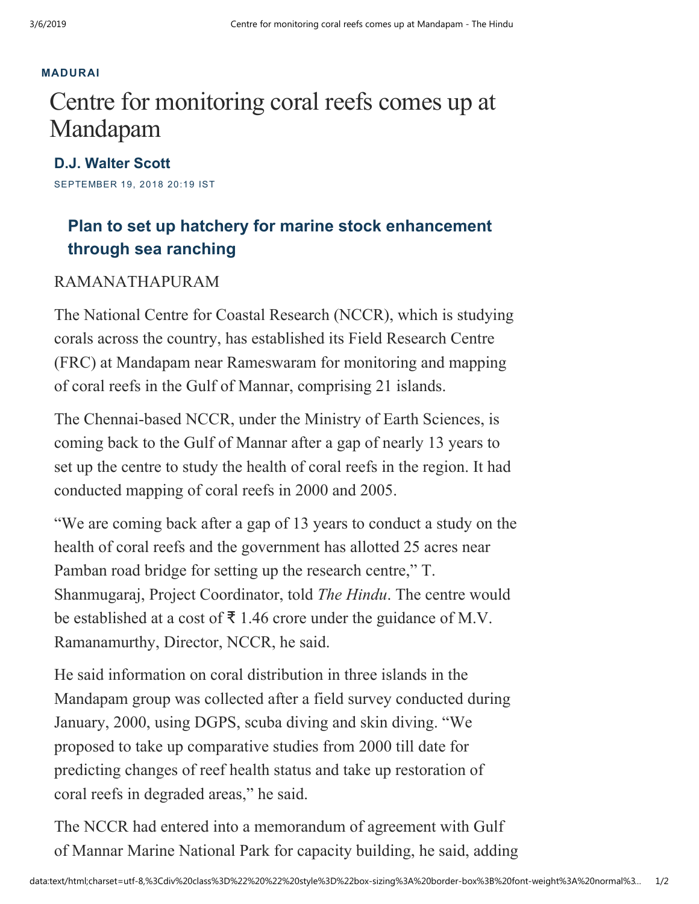MADURAI

# Centre for monitoring coral reefs comes up at Mandapam

**D.J. Walter Scott**

SEPTEMBER 19, 2018 20:19 IST

## Plan to set up hatchery for marine stock enhancement through sea ranching

RAMANATHAPURAM

The National Centre for Coastal Research (NCCR), which is studying corals across the country, has established its Field Research Centre (FRC) at Mandapam near Rameswaram for monitoring and mapping of coral reefs in the Gulf of Mannar, comprising 21 islands.

The Chennai-based NCCR, under the Ministry of Earth Sciences, is coming back to the Gulf of Mannar after a gap of nearly 13 years to set up the centre to study the health of coral reefs in the region. It had conducted mapping of coral reefs in 2000 and 2005.

"We are coming back after a gap of 13 years to conduct a study on the health of coral reefs and the government has allotted 25 acres near Pamban road bridge for setting up the research centre," T. Shanmugaraj, Project Coordinator, told *The Hindu*. The centre would be established at a cost of ₹ 1.46 crore under the guidance of M.V. Ramanamurthy, Director, NCCR, he said.

He said information on coral distribution in three islands in the Mandapam group was collected after a field survey conducted during January, 2000, using DGPS, scuba diving and skin diving. "We proposed to take up comparative studies from 2000 till date for predicting changes of reef health status and take up restoration of coral reefs in degraded areas," he said.

The NCCR had entered into a memorandum of agreement with Gulf of Mannar Marine National Park for capacity building, he said, adding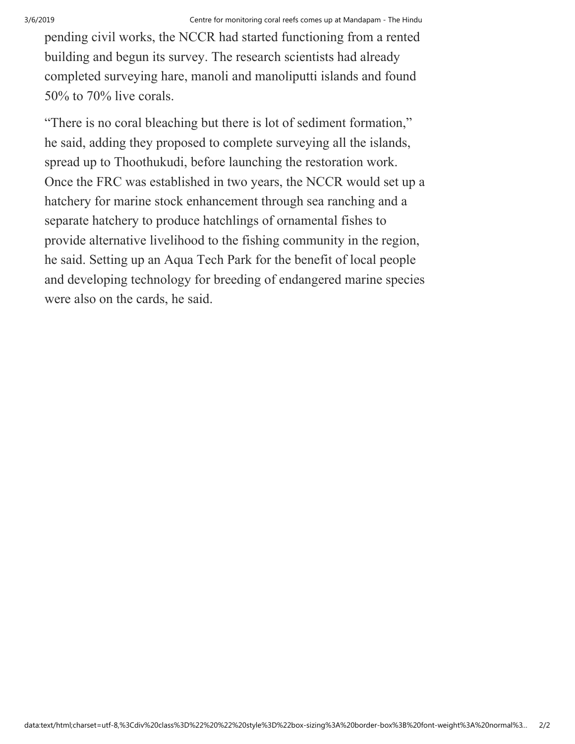pending civil works, the NCCR had started functioning from a rented building and begun its survey. The research scientists had already completed surveying hare, manoli and manoliputti islands and found 50% to 70% live corals.

"There is no coral bleaching but there is lot of sediment formation," he said, adding they proposed to complete surveying all the islands, spread up to Thoothukudi, before launching the restoration work. Once the FRC was established in two years, the NCCR would set up a hatchery for marine stock enhancement through sea ranching and a separate hatchery to produce hatchlings of ornamental fishes to provide alternative livelihood to the fishing community in the region, he said. Setting up an Aqua Tech Park for the benefit of local people and developing technology for breeding of endangered marine species were also on the cards, he said.